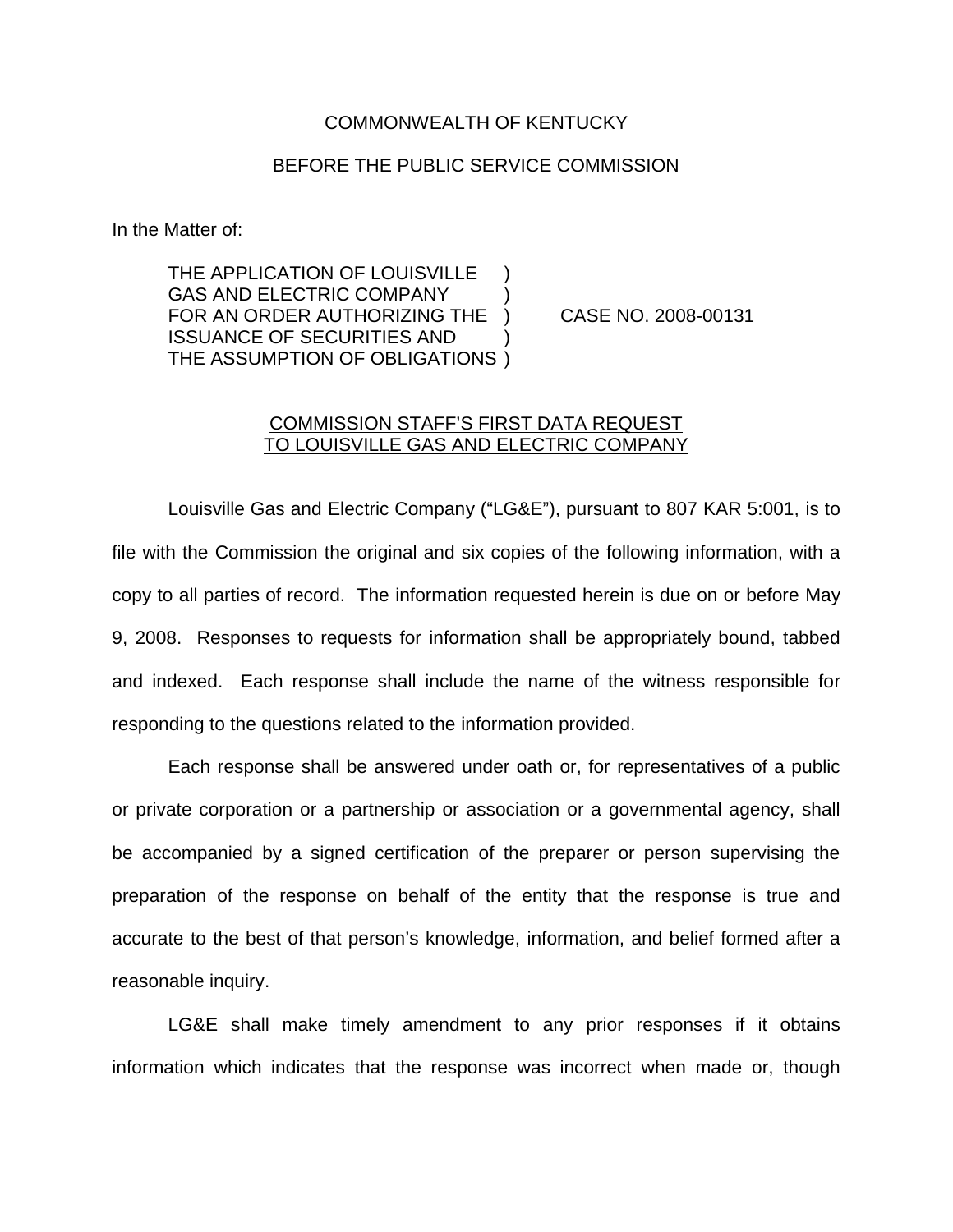COMMONWEALTH OF KENTUCKY

BEFORE THE PUBLIC SERVICE COMMISSION

In the Matter of:

| | | |
|---|---|---|
| THE APPLICATION OF LOUISVILLE GAS AND ELECTRIC COMPANY FOR AN ORDER AUTHORIZING THE ISSUANCE OF SECURITIES AND THE ASSUMPTION OF OBLIGATIONS | ) | CASE NO. 2008-00131 |

COMMISSION STAFF'S FIRST DATA REQUEST TO LOUISVILLE GAS AND ELECTRIC COMPANY

Louisville Gas and Electric Company ("LG&E"), pursuant to 807 KAR 5:001, is to file with the Commission the original and six copies of the following information, with a copy to all parties of record. The information requested herein is due on or before May 9, 2008. Responses to requests for information shall be appropriately bound, tabbed and indexed. Each response shall include the name of the witness responsible for responding to the questions related to the information provided.

Each response shall be answered under oath or, for representatives of a public or private corporation or a partnership or association or a governmental agency, shall be accompanied by a signed certification of the preparer or person supervising the preparation of the response on behalf of the entity that the response is true and accurate to the best of that person's knowledge, information, and belief formed after a reasonable inquiry.

LG&E shall make timely amendment to any prior responses if it obtains information which indicates that the response was incorrect when made or, though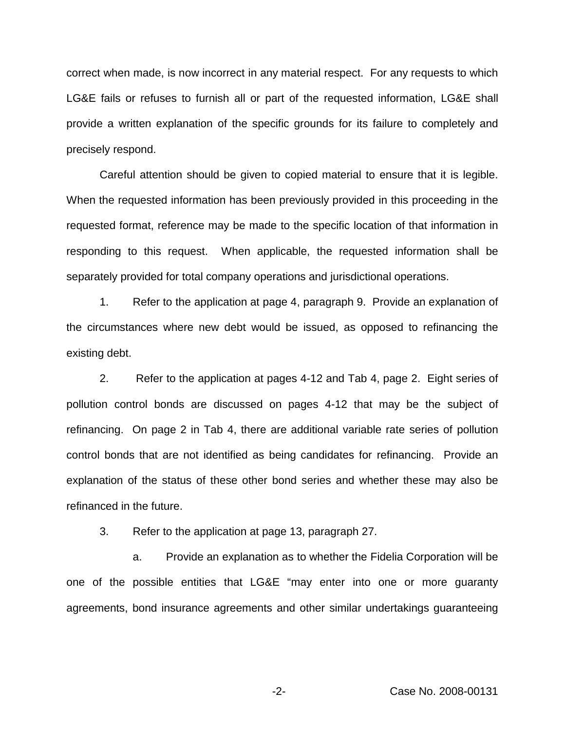correct when made, is now incorrect in any material respect. For any requests to which LG&E fails or refuses to furnish all or part of the requested information, LG&E shall provide a written explanation of the specific grounds for its failure to completely and precisely respond.

Careful attention should be given to copied material to ensure that it is legible. When the requested information has been previously provided in this proceeding in the requested format, reference may be made to the specific location of that information in responding to this request. When applicable, the requested information shall be separately provided for total company operations and jurisdictional operations.

1. Refer to the application at page 4, paragraph 9. Provide an explanation of the circumstances where new debt would be issued, as opposed to refinancing the existing debt.

2. Refer to the application at pages 4-12 and Tab 4, page 2. Eight series of pollution control bonds are discussed on pages 4-12 that may be the subject of refinancing. On page 2 in Tab 4, there are additional variable rate series of pollution control bonds that are not identified as being candidates for refinancing. Provide an explanation of the status of these other bond series and whether these may also be refinanced in the future.

3. Refer to the application at page 13, paragraph 27.

a. Provide an explanation as to whether the Fidelia Corporation will be one of the possible entities that LG&E "may enter into one or more guaranty agreements, bond insurance agreements and other similar undertakings guaranteeing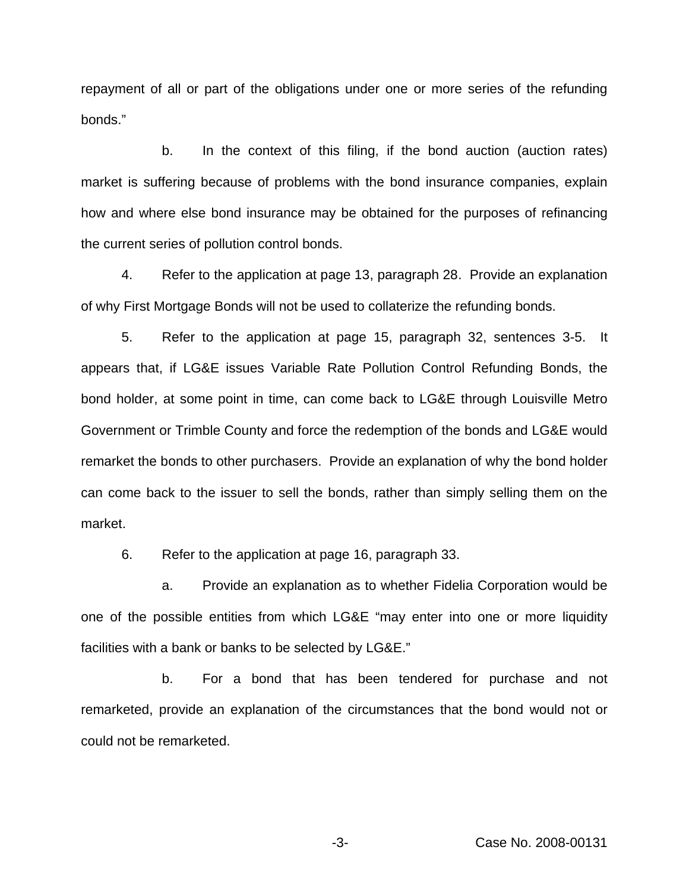repayment of all or part of the obligations under one or more series of the refunding bonds."

b. In the context of this filing, if the bond auction (auction rates) market is suffering because of problems with the bond insurance companies, explain how and where else bond insurance may be obtained for the purposes of refinancing the current series of pollution control bonds.

4. Refer to the application at page 13, paragraph 28. Provide an explanation of why First Mortgage Bonds will not be used to collaterize the refunding bonds.

5. Refer to the application at page 15, paragraph 32, sentences 3-5. It appears that, if LG&E issues Variable Rate Pollution Control Refunding Bonds, the bond holder, at some point in time, can come back to LG&E through Louisville Metro Government or Trimble County and force the redemption of the bonds and LG&E would remarket the bonds to other purchasers. Provide an explanation of why the bond holder can come back to the issuer to sell the bonds, rather than simply selling them on the market.

6. Refer to the application at page 16, paragraph 33.

a. Provide an explanation as to whether Fidelia Corporation would be one of the possible entities from which LG&E "may enter into one or more liquidity facilities with a bank or banks to be selected by LG&E."

b. For a bond that has been tendered for purchase and not remarketed, provide an explanation of the circumstances that the bond would not or could not be remarketed.

Case No. 2008-00131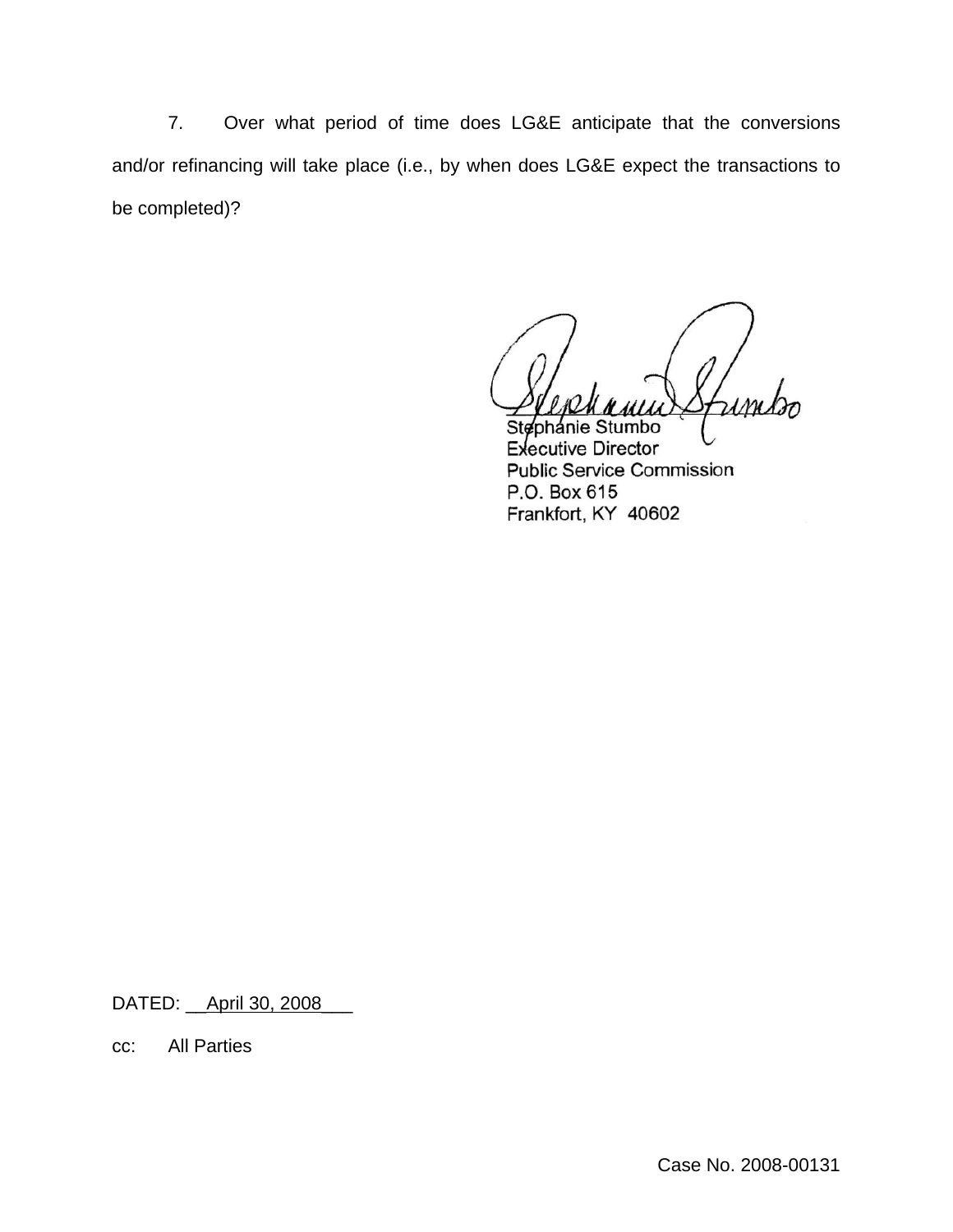7. Over what period of time does LG&E anticipate that the conversions and/or refinancing will take place (i.e., by when does LG&E expect the transactions to be completed)?

Stephanie Stumbo
Executive Director
Public Service Commission
P.O. Box 615
Frankfort, KY 40602

DATED: __April 30, 2008___

cc: All Parties

Case No. 2008-00131